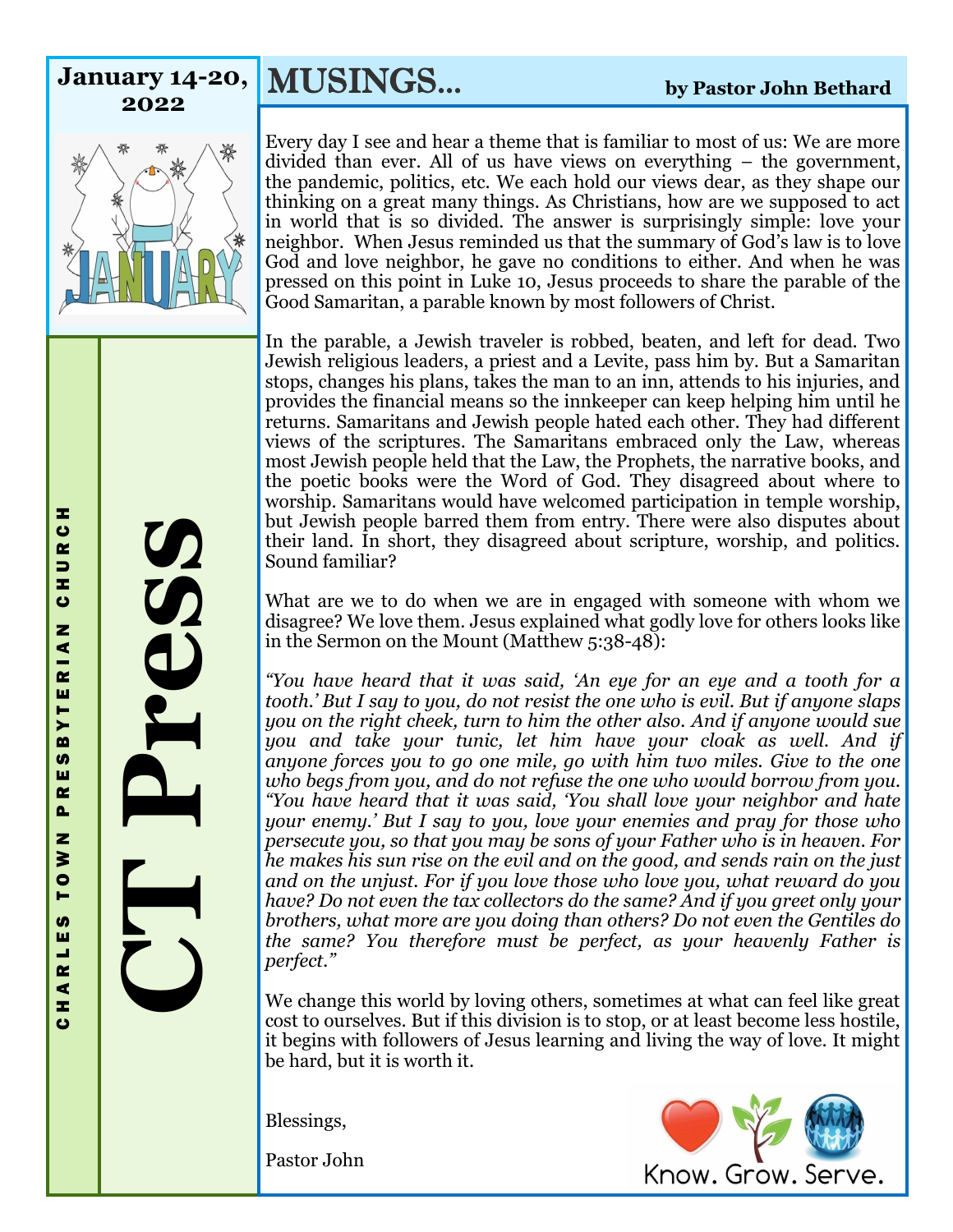**January 14-20, 2022**

# CT Press

CHARLES TOWN PRESBYTERIAN CHURCH

## MUSINGS…

**by Pastor John Bethard**

Every day I see and hear a theme that is familiar to most of us: We are more divided than ever. All of us have views on everything – the government, the pandemic, politics, etc. We each hold our views dear, as they shape our thinking on a great many things. As Christians, how are we supposed to act in world that is so divided. The answer is surprisingly simple: love your neighbor. When Jesus reminded us that the summary of God's law is to love God and love neighbor, he gave no conditions to either. And when he was pressed on this point in Luke 10, Jesus proceeds to share the parable of the Good Samaritan, a parable known by most followers of Christ.

In the parable, a Jewish traveler is robbed, beaten, and left for dead. Two Jewish religious leaders, a priest and a Levite, pass him by. But a Samaritan stops, changes his plans, takes the man to an inn, attends to his injuries, and provides the financial means so the innkeeper can keep helping him until he returns. Samaritans and Jewish people hated each other. They had different views of the scriptures. The Samaritans embraced only the Law, whereas most Jewish people held that the Law, the Prophets, the narrative books, and the poetic books were the Word of God. They disagreed about where to worship. Samaritans would have welcomed participation in temple worship, but Jewish people barred them from entry. There were also disputes about their land. In short, they disagreed about scripture, worship, and politics. Sound familiar?

What are we to do when we are in engaged with someone with whom we disagree? We love them. Jesus explained what godly love for others looks like in the Sermon on the Mount (Matthew 5:38-48):

*"You have heard that it was said, 'An eye for an eye and a tooth for a tooth.' But I say to you, do not resist the one who is evil. But if anyone slaps you on the right cheek, turn to him the other also. And if anyone would sue you and take your tunic, let him have your cloak as well. And if anyone forces you to go one mile, go with him two miles. Give to the one who begs from you, and do not refuse the one who would borrow from you. "You have heard that it was said, 'You shall love your neighbor and hate your enemy.' But I say to you, love your enemies and pray for those who persecute you, so that you may be sons of your Father who is in heaven. For he makes his sun rise on the evil and on the good, and sends rain on the just and on the unjust. For if you love those who love you, what reward do you have? Do not even the tax collectors do the same? And if you greet only your brothers, what more are you doing than others? Do not even the Gentiles do the same? You therefore must be perfect, as your heavenly Father is perfect."*

We change this world by loving others, sometimes at what can feel like great cost to ourselves. But if this division is to stop, or at least become less hostile, it begins with followers of Jesus learning and living the way of love. It might be hard, but it is worth it.

Blessings,

Pastor John

Know. Grow. Serve.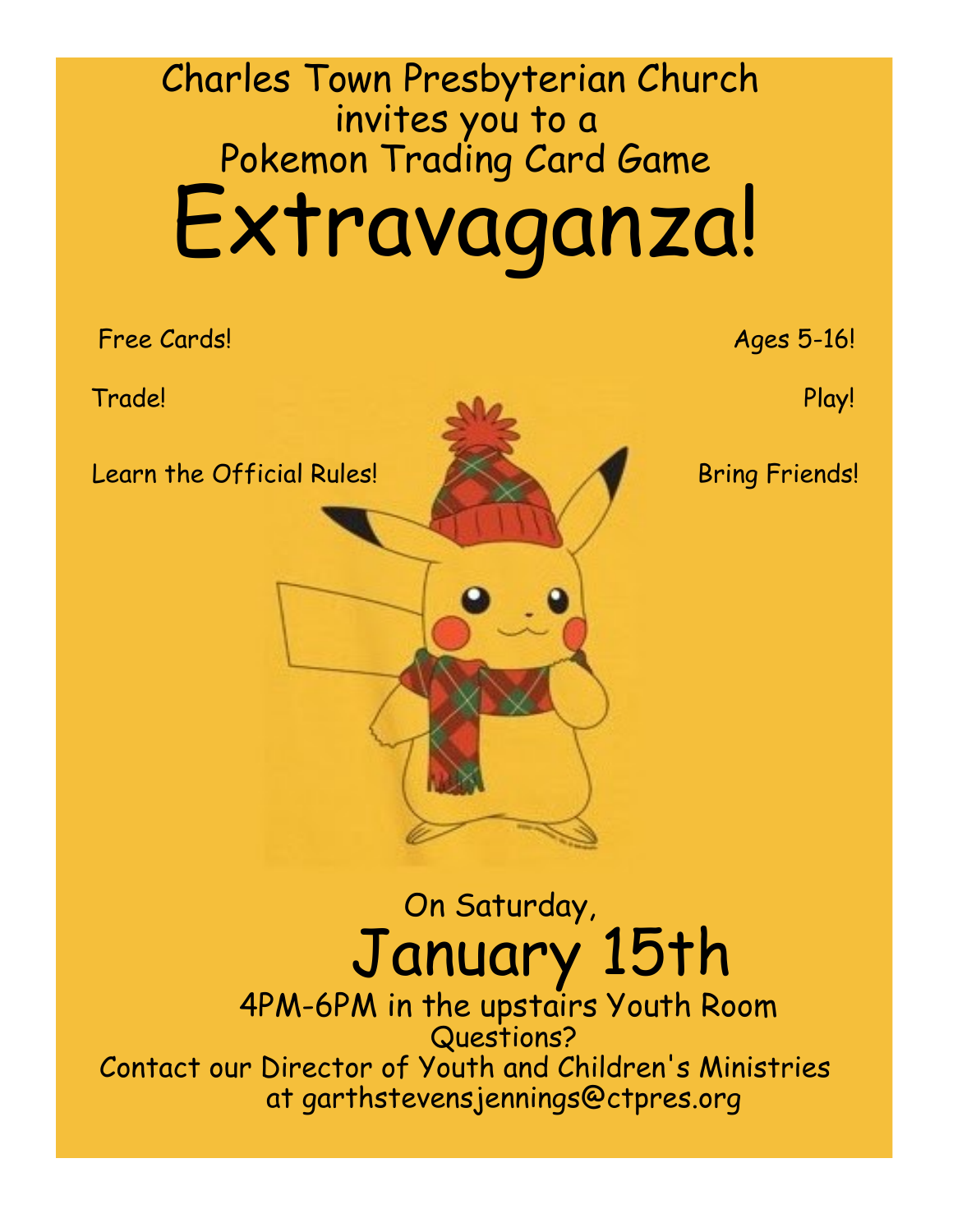Charles Town Presbyterian Church
invites you to a
Pokemon Trading Card Game

# Extravaganza!

Free Cards!

Ages 5-16!

Trade!

Play!

Learn the Official Rules!

Bring Friends!

On Saturday,

## January 15th

4PM-6PM in the upstairs Youth Room

Questions?

Contact our Director of Youth and Children's Ministries at garthstevensjennings@ctpres.org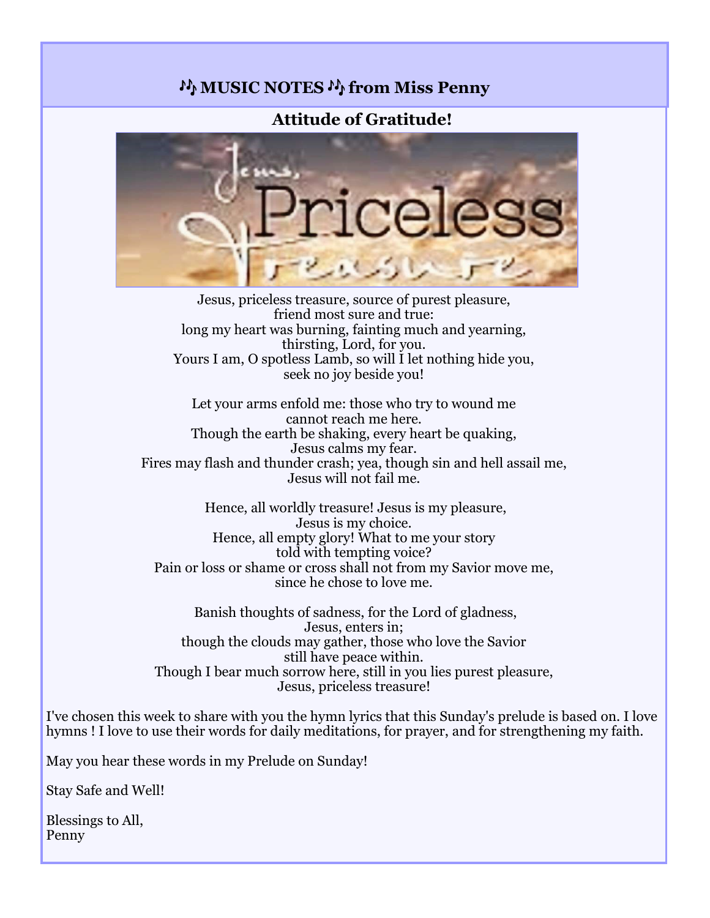## 🎶 MUSIC NOTES 🎶 from Miss Penny

### Attitude of Gratitude!

Jesus, priceless treasure, source of purest pleasure,
friend most sure and true:
long my heart was burning, fainting much and yearning,
thirsting, Lord, for you.
Yours I am, O spotless Lamb, so will I let nothing hide you,
seek no joy beside you!

Let your arms enfold me: those who try to wound me
cannot reach me here.
Though the earth be shaking, every heart be quaking,
Jesus calms my fear.
Fires may flash and thunder crash; yea, though sin and hell assail me,
Jesus will not fail me.

Hence, all worldly treasure! Jesus is my pleasure,
Jesus is my choice.
Hence, all empty glory! What to me your story
told with tempting voice?
Pain or loss or shame or cross shall not from my Savior move me,
since he chose to love me.

Banish thoughts of sadness, for the Lord of gladness,
Jesus, enters in;
though the clouds may gather, those who love the Savior
still have peace within.
Though I bear much sorrow here, still in you lies purest pleasure,
Jesus, priceless treasure!

I've chosen this week to share with you the hymn lyrics that this Sunday's prelude is based on. I love hymns ! I love to use their words for daily meditations, for prayer, and for strengthening my faith.

May you hear these words in my Prelude on Sunday!

Stay Safe and Well!

Blessings to All,
Penny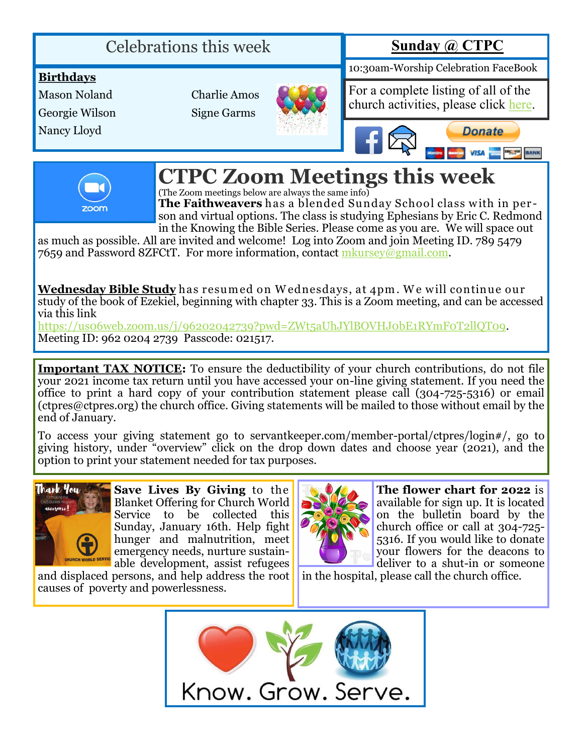## Celebrations this week

**Birthdays**

Mason Noland

Georgie Wilson

Nancy Lloyd

Charlie Amos

Signe Garms

## Sunday @ CTPC

10:30am-Worship Celebration FaceBook

For a complete listing of all of the church activities, please click here.

# CTPC Zoom Meetings this week

(The Zoom meetings below are always the same info)

**The Faithweavers** has a blended Sunday School class with in person and virtual options. The class is studying Ephesians by Eric C. Redmond in the Knowing the Bible Series. Please come as you are. We will space out as much as possible. All are invited and welcome! Log into Zoom and join Meeting ID. 789 5479 7659 and Password 8ZFCtT. For more information, contact mkursey@gmail.com.

**Wednesday Bible Study** has resumed on Wednesdays, at 4pm. We will continue our study of the book of Ezekiel, beginning with chapter 33. This is a Zoom meeting, and can be accessed via this link https://us06web.zoom.us/j/96202042739?pwd=ZWt5aUhJYlBOVHJobE1RYmFoT2llQT09. Meeting ID: 962 0204 2739 Passcode: 021517.

**Important TAX NOTICE:** To ensure the deductibility of your church contributions, do not file your 2021 income tax return until you have accessed your on-line giving statement. If you need the office to print a hard copy of your contribution statement please call (304-725-5316) or email (ctpres@ctpres.org) the church office. Giving statements will be mailed to those without email by the end of January.

To access your giving statement go to servantkeeper.com/member-portal/ctpres/login#/, go to giving history, under "overview" click on the drop down dates and choose year (2021), and the option to print your statement needed for tax purposes.

**Save Lives By Giving** to the Blanket Offering for Church World Service to be collected this Sunday, January 16th. Help fight hunger and malnutrition, meet emergency needs, nurture sustainable development, assist refugees and displaced persons, and help address the root causes of poverty and powerlessness.

**The flower chart for 2022** is available for sign up. It is located on the bulletin board by the church office or call at 304-725-5316. If you would like to donate your flowers for the deacons to deliver to a shut-in or someone in the hospital, please call the church office.

Know. Grow. Serve.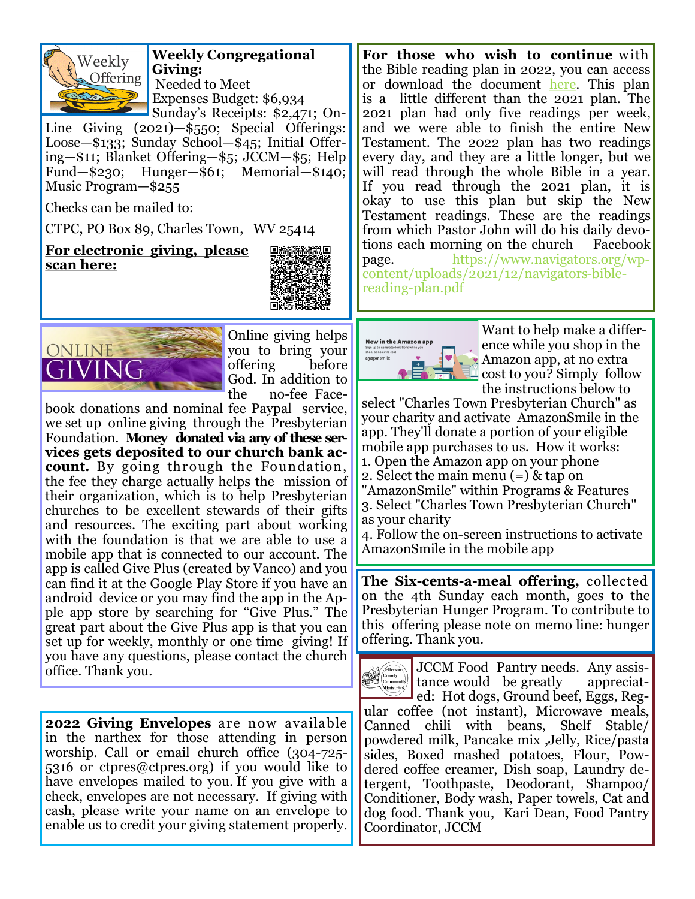**Weekly Congregational Giving:**

Needed to Meet Expenses Budget: $6,934

Sunday's Receipts: $2,471; On-Line Giving (2021)—$550; Special Offerings: Loose—$133; Sunday School—$45; Initial Offering—$11; Blanket Offering—$5; JCCM—$5; Help Fund—$230; Hunger—$61; Memorial—$140; Music Program—$255

Checks can be mailed to:

CTPC, PO Box 89, Charles Town, WV 25414

**For electronic giving, please scan here:**

Online giving helps you to bring your offering before God. In addition to the no-fee Facebook donations and nominal fee Paypal service, we set up online giving through the Presbyterian Foundation. **Money donated via any of these services gets deposited to our church bank account.** By going through the Foundation, the fee they charge actually helps the mission of their organization, which is to help Presbyterian churches to be excellent stewards of their gifts and resources. The exciting part about working with the foundation is that we are able to use a mobile app that is connected to our account. The app is called Give Plus (created by Vanco) and you can find it at the Google Play Store if you have an android device or you may find the app in the Apple app store by searching for "Give Plus." The great part about the Give Plus app is that you can set up for weekly, monthly or one time giving! If you have any questions, please contact the church office. Thank you.

**2022 Giving Envelopes** are now available in the narthex for those attending in person worship. Call or email church office (304-725-5316 or ctpres@ctpres.org) if you would like to have envelopes mailed to you. If you give with a check, envelopes are not necessary. If giving with cash, please write your name on an envelope to enable us to credit your giving statement properly.

**For those who wish to continue** with the Bible reading plan in 2022, you can access or download the document here. This plan is a little different than the 2021 plan. The 2021 plan had only five readings per week, and we were able to finish the entire New Testament. The 2022 plan has two readings every day, and they are a little longer, but we will read through the whole Bible in a year. If you read through the 2021 plan, it is okay to use this plan but skip the New Testament readings. These are the readings from which Pastor John will do his daily devotions each morning on the church Facebook page. https://www.navigators.org/wp-content/uploads/2021/12/navigators-bible-reading-plan.pdf

Want to help make a difference while you shop in the Amazon app, at no extra cost to you? Simply follow the instructions below to select "Charles Town Presbyterian Church" as your charity and activate AmazonSmile in the app. They'll donate a portion of your eligible mobile app purchases to us. How it works:

1. Open the Amazon app on your phone
2. Select the main menu (=) & tap on "AmazonSmile" within Programs & Features
3. Select "Charles Town Presbyterian Church" as your charity
4. Follow the on-screen instructions to activate AmazonSmile in the mobile app

**The Six-cents-a-meal offering,** collected on the 4th Sunday each month, goes to the Presbyterian Hunger Program. To contribute to this offering please note on memo line: hunger offering. Thank you.

JCCM Food Pantry needs. Any assistance would be greatly appreciated: Hot dogs, Ground beef, Eggs, Regular coffee (not instant), Microwave meals, Canned chili with beans, Shelf Stable/ powdered milk, Pancake mix ,Jelly, Rice/pasta sides, Boxed mashed potatoes, Flour, Powdered coffee creamer, Dish soap, Laundry detergent, Toothpaste, Deodorant, Shampoo/ Conditioner, Body wash, Paper towels, Cat and dog food. Thank you, Kari Dean, Food Pantry Coordinator, JCCM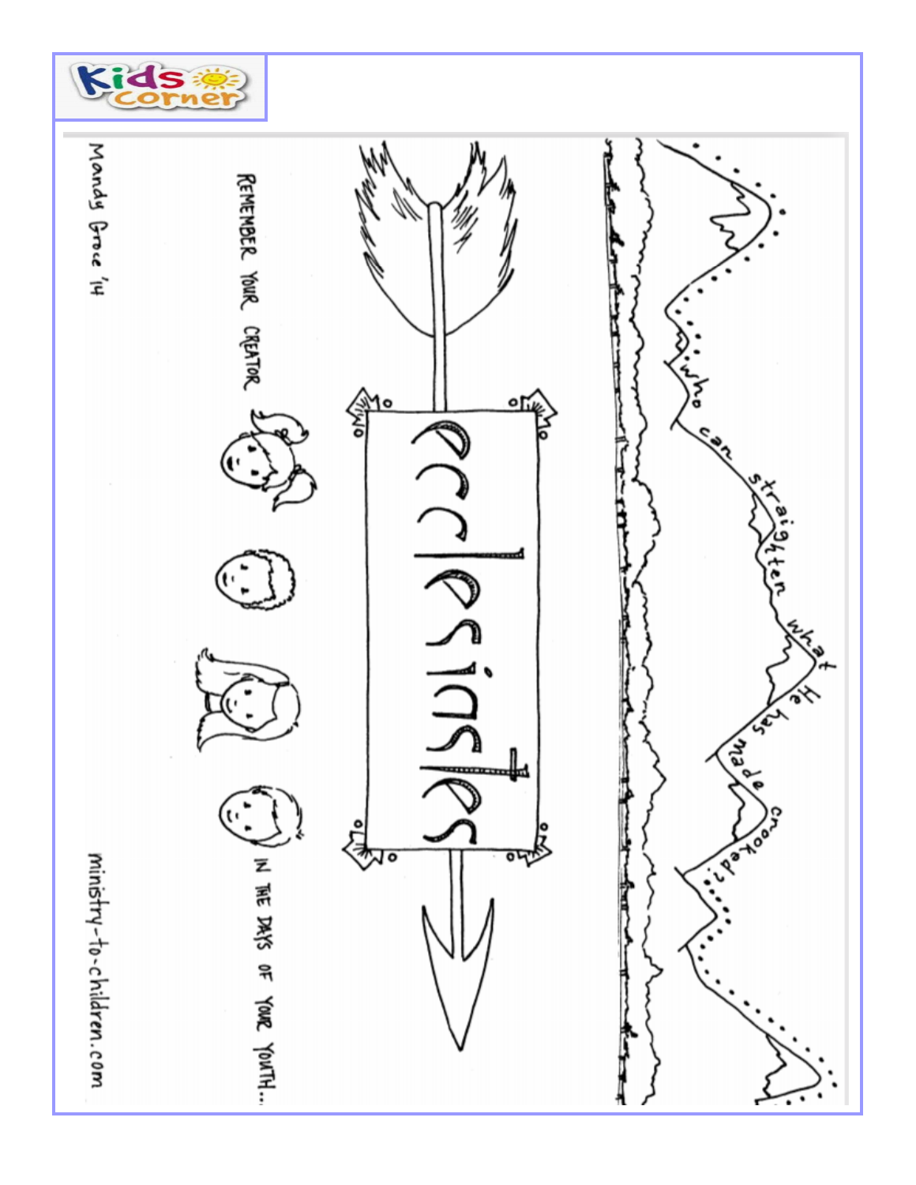Kids Corner

ecclesiastes

who can straighten what He has made crooked?

REMEMBER YOUR CREATOR IN THE DAYS OF YOUR YOUTH...

Mandy Groce '14

ministry-to-children.com